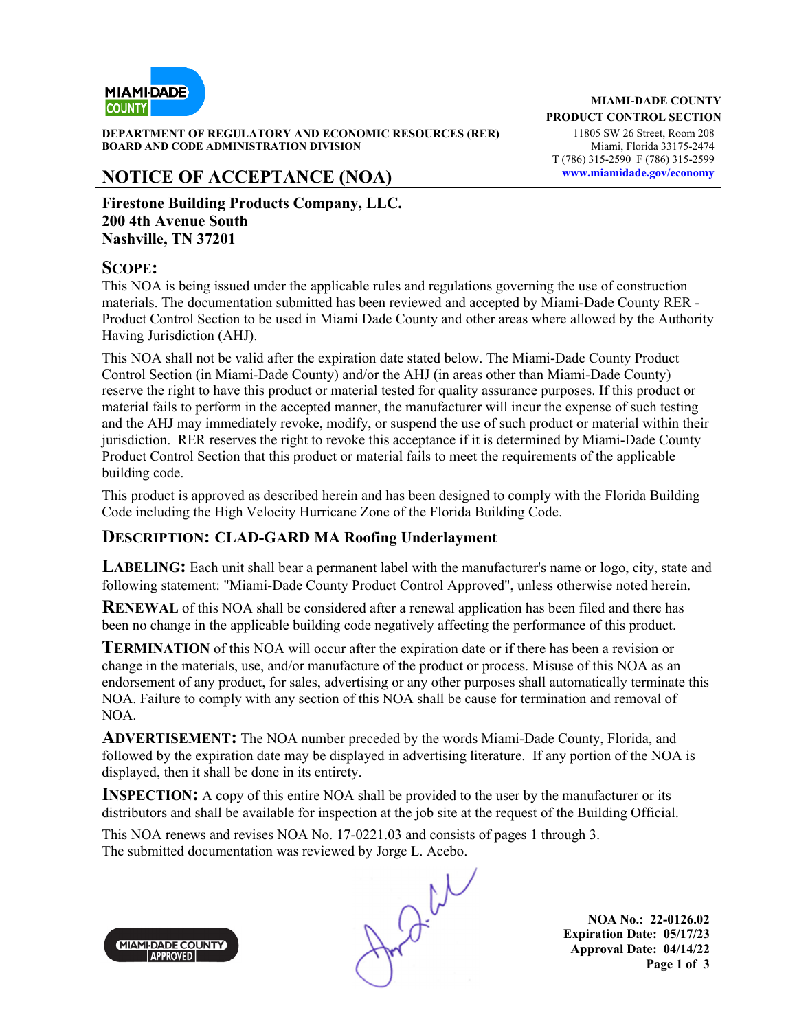**MIAMI-DADE COUNTY**
**PRODUCT CONTROL SECTION**
11805 SW 26 Street, Room 208
Miami, Florida 33175-2474
T (786) 315-2590 F (786) 315-2599
www.miamidade.gov/economy

**DEPARTMENT OF REGULATORY AND ECONOMIC RESOURCES (RER)**
**BOARD AND CODE ADMINISTRATION DIVISION**

# NOTICE OF ACCEPTANCE (NOA)

**Firestone Building Products Company, LLC.**
**200 4th Avenue South**
**Nashville, TN 37201**

## SCOPE:

This NOA is being issued under the applicable rules and regulations governing the use of construction materials. The documentation submitted has been reviewed and accepted by Miami-Dade County RER - Product Control Section to be used in Miami Dade County and other areas where allowed by the Authority Having Jurisdiction (AHJ).

This NOA shall not be valid after the expiration date stated below. The Miami-Dade County Product Control Section (in Miami-Dade County) and/or the AHJ (in areas other than Miami-Dade County) reserve the right to have this product or material tested for quality assurance purposes. If this product or material fails to perform in the accepted manner, the manufacturer will incur the expense of such testing and the AHJ may immediately revoke, modify, or suspend the use of such product or material within their jurisdiction. RER reserves the right to revoke this acceptance if it is determined by Miami-Dade County Product Control Section that this product or material fails to meet the requirements of the applicable building code.

This product is approved as described herein and has been designed to comply with the Florida Building Code including the High Velocity Hurricane Zone of the Florida Building Code.

## DESCRIPTION: CLAD-GARD MA Roofing Underlayment

**LABELING:** Each unit shall bear a permanent label with the manufacturer's name or logo, city, state and following statement: "Miami-Dade County Product Control Approved", unless otherwise noted herein.

**RENEWAL** of this NOA shall be considered after a renewal application has been filed and there has been no change in the applicable building code negatively affecting the performance of this product.

**TERMINATION** of this NOA will occur after the expiration date or if there has been a revision or change in the materials, use, and/or manufacture of the product or process. Misuse of this NOA as an endorsement of any product, for sales, advertising or any other purposes shall automatically terminate this NOA. Failure to comply with any section of this NOA shall be cause for termination and removal of NOA.

**ADVERTISEMENT:** The NOA number preceded by the words Miami-Dade County, Florida, and followed by the expiration date may be displayed in advertising literature. If any portion of the NOA is displayed, then it shall be done in its entirety.

**INSPECTION:** A copy of this entire NOA shall be provided to the user by the manufacturer or its distributors and shall be available for inspection at the job site at the request of the Building Official.

This NOA renews and revises NOA No. 17-0221.03 and consists of pages 1 through 3.
The submitted documentation was reviewed by Jorge L. Acebo.

**NOA No.: 22-0126.02**
**Expiration Date: 05/17/23**
**Approval Date: 04/14/22**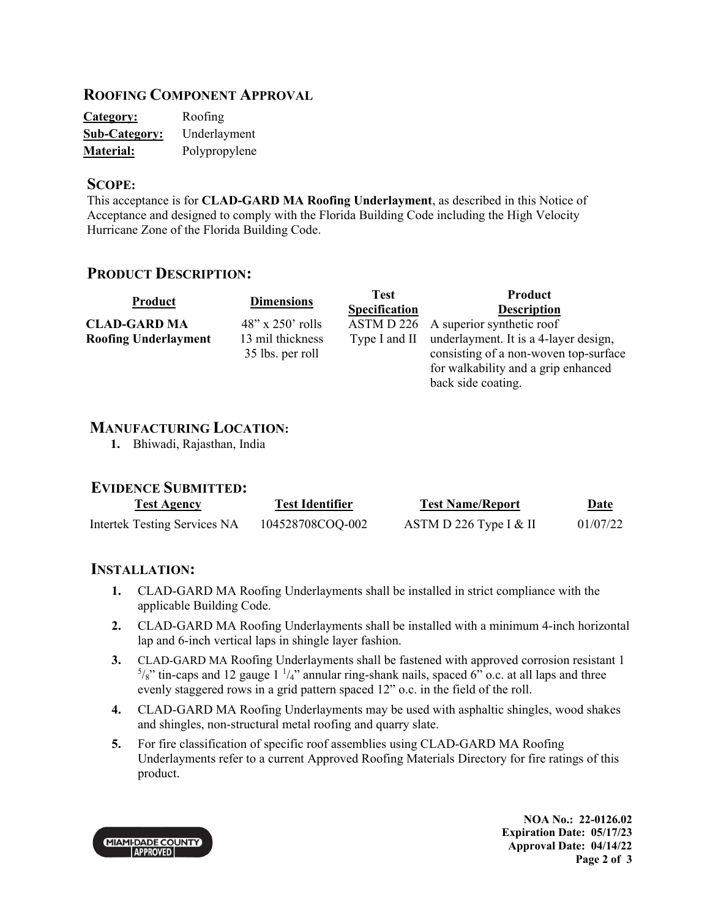## ROOFING COMPONENT APPROVAL

**Category:** Roofing
**Sub-Category:** Underlayment
**Material:** Polypropylene

## SCOPE:

This acceptance is for **CLAD-GARD MA Roofing Underlayment**, as described in this Notice of Acceptance and designed to comply with the Florida Building Code including the High Velocity Hurricane Zone of the Florida Building Code.

## PRODUCT DESCRIPTION:

| Product | Dimensions | Test Specification | Product Description |
|---|---|---|---|
| **CLAD-GARD MA Roofing Underlayment** | 48" x 250' rolls<br>13 mil thickness<br>35 lbs. per roll | ASTM D 226 Type I and II | A superior synthetic roof underlayment. It is a 4-layer design, consisting of a non-woven top-surface for walkability and a grip enhanced back side coating. |

## MANUFACTURING LOCATION:

1. Bhiwadi, Rajasthan, India

## EVIDENCE SUBMITTED:

| Test Agency | Test Identifier | Test Name/Report | Date |
|---|---|---|---|
| Intertek Testing Services NA | 104528708COQ-002 | ASTM D 226 Type I & II | 01/07/22 |

## INSTALLATION:

1. CLAD-GARD MA Roofing Underlayments shall be installed in strict compliance with the applicable Building Code.
2. CLAD-GARD MA Roofing Underlayments shall be installed with a minimum 4-inch horizontal lap and 6-inch vertical laps in shingle layer fashion.
3. CLAD-GARD MA Roofing Underlayments shall be fastened with approved corrosion resistant 1 5/8" tin-caps and 12 gauge 1 1/4" annular ring-shank nails, spaced 6" o.c. at all laps and three evenly staggered rows in a grid pattern spaced 12" o.c. in the field of the roll.
4. CLAD-GARD MA Roofing Underlayments may be used with asphaltic shingles, wood shakes and shingles, non-structural metal roofing and quarry slate.
5. For fire classification of specific roof assemblies using CLAD-GARD MA Roofing Underlayments refer to a current Approved Roofing Materials Directory for fire ratings of this product.

MIAMI-DADE COUNTY APPROVED

**NOA No.: 22-0126.02**
**Expiration Date: 05/17/23**
**Approval Date: 04/14/22**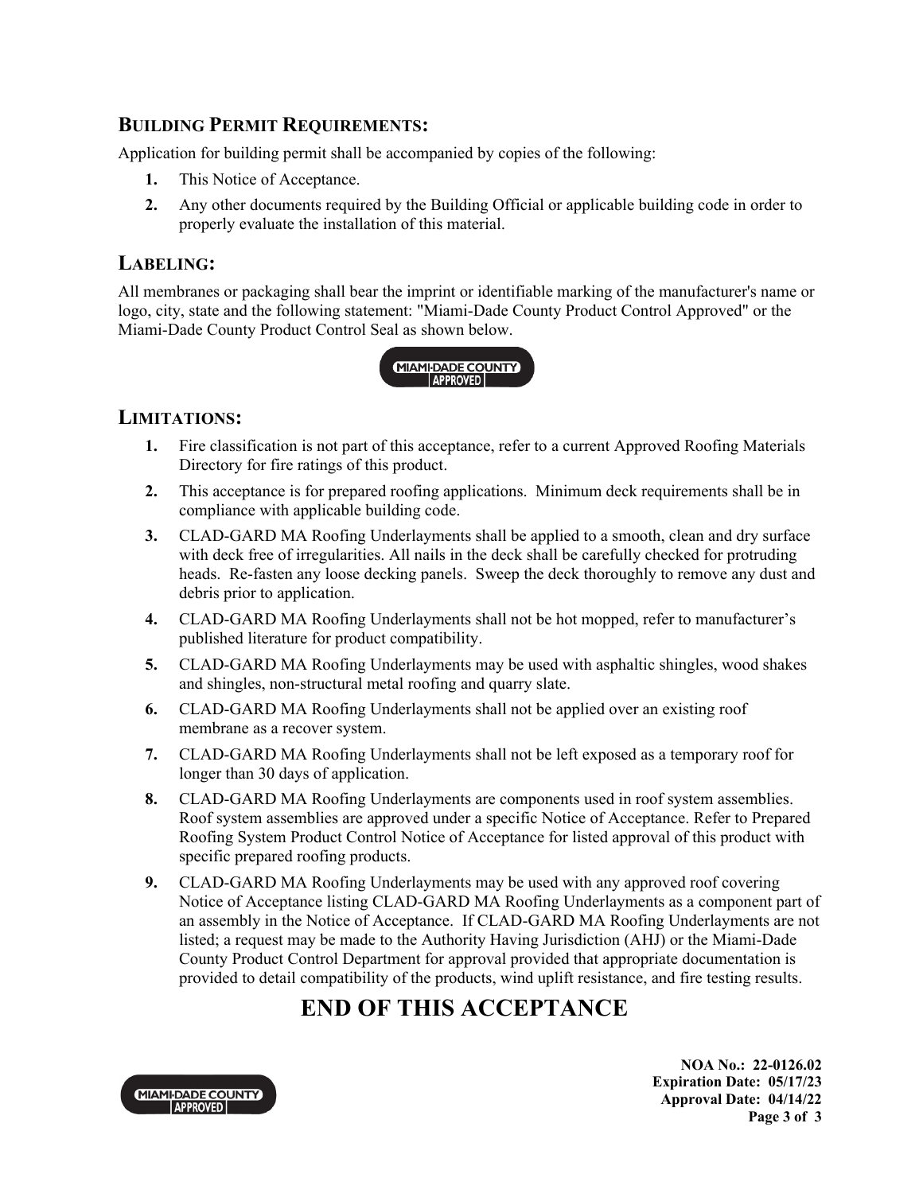## BUILDING PERMIT REQUIREMENTS:

Application for building permit shall be accompanied by copies of the following:

1. This Notice of Acceptance.
2. Any other documents required by the Building Official or applicable building code in order to properly evaluate the installation of this material.

## LABELING:

All membranes or packaging shall bear the imprint or identifiable marking of the manufacturer's name or logo, city, state and the following statement: "Miami-Dade County Product Control Approved" or the Miami-Dade County Product Control Seal as shown below.

MIAMI-DADE COUNTY APPROVED

## LIMITATIONS:

1. Fire classification is not part of this acceptance, refer to a current Approved Roofing Materials Directory for fire ratings of this product.
2. This acceptance is for prepared roofing applications. Minimum deck requirements shall be in compliance with applicable building code.
3. CLAD-GARD MA Roofing Underlayments shall be applied to a smooth, clean and dry surface with deck free of irregularities. All nails in the deck shall be carefully checked for protruding heads. Re-fasten any loose decking panels. Sweep the deck thoroughly to remove any dust and debris prior to application.
4. CLAD-GARD MA Roofing Underlayments shall not be hot mopped, refer to manufacturer's published literature for product compatibility.
5. CLAD-GARD MA Roofing Underlayments may be used with asphaltic shingles, wood shakes and shingles, non-structural metal roofing and quarry slate.
6. CLAD-GARD MA Roofing Underlayments shall not be applied over an existing roof membrane as a recover system.
7. CLAD-GARD MA Roofing Underlayments shall not be left exposed as a temporary roof for longer than 30 days of application.
8. CLAD-GARD MA Roofing Underlayments are components used in roof system assemblies. Roof system assemblies are approved under a specific Notice of Acceptance. Refer to Prepared Roofing System Product Control Notice of Acceptance for listed approval of this product with specific prepared roofing products.
9. CLAD-GARD MA Roofing Underlayments may be used with any approved roof covering Notice of Acceptance listing CLAD-GARD MA Roofing Underlayments as a component part of an assembly in the Notice of Acceptance. If CLAD-GARD MA Roofing Underlayments are not listed; a request may be made to the Authority Having Jurisdiction (AHJ) or the Miami-Dade County Product Control Department for approval provided that appropriate documentation is provided to detail compatibility of the products, wind uplift resistance, and fire testing results.

# END OF THIS ACCEPTANCE

**NOA No.: 22-0126.02**
**Expiration Date: 05/17/23**
**Approval Date: 04/14/22**